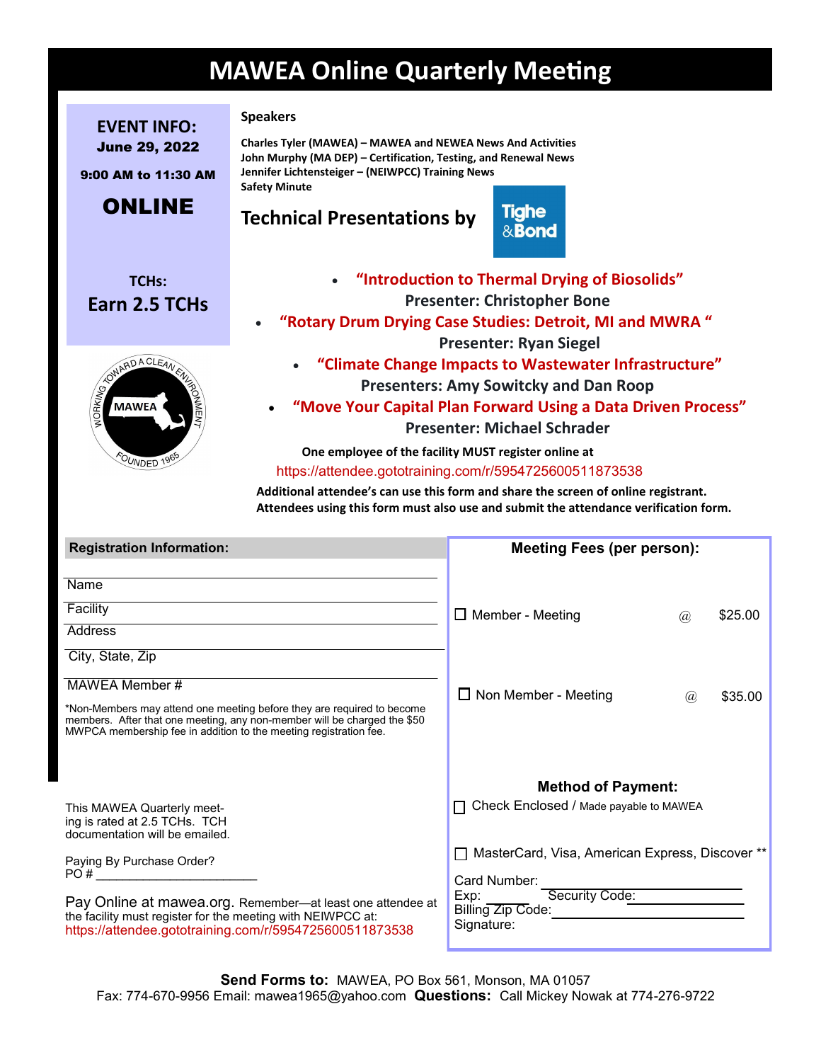# MAWEA Online Quarterly Meeting

**EVENT INFO:**
**June 29, 2022**

**9:00 AM to 11:30 AM**

**ONLINE**

**TCHs:**
**Earn 2.5 TCHs**

MAWEA — WORKING TOWARD A CLEAN ENVIRONMENT — FOUNDED 1965

## Speakers

**Charles Tyler (MAWEA) – MAWEA and NEWEA News And Activities**
**John Murphy (MA DEP) – Certification, Testing, and Renewal News**
**Jennifer Lichtensteiger – (NEIWPCC) Training News**
**Safety Minute**

## Technical Presentations by Tighe &Bond

- **"Introduction to Thermal Drying of Biosolids"**
  **Presenter: Christopher Bone**
- **"Rotary Drum Drying Case Studies: Detroit, MI and MWRA "**
  **Presenter: Ryan Siegel**
- **"Climate Change Impacts to Wastewater Infrastructure"**
  **Presenters: Amy Sowitcky and Dan Roop**
- **"Move Your Capital Plan Forward Using a Data Driven Process"**
  **Presenter: Michael Schrader**

**One employee of the facility MUST register online at**
https://attendee.gototraining.com/r/5954725600511873538

**Additional attendee's can use this form and share the screen of online registrant. Attendees using this form must also use and submit the attendance verification form.**

**Registration Information:**

Name ______________________

Facility ______________________

Address ______________________

City, State, Zip ______________________

MAWEA Member # ______________________

*Non-Members may attend one meeting before they are required to become members. After that one meeting, any non-member will be charged the $50 MWPCA membership fee in addition to the meeting registration fee.

This MAWEA Quarterly meeting is rated at 2.5 TCHs. TCH documentation will be emailed.

Paying By Purchase Order?
PO # ________________________

Pay Online at mawea.org. Remember—at least one attendee at the facility must register for the meeting with NEIWPCC at:
https://attendee.gototraining.com/r/5954725600511873538

**Meeting Fees (per person):**

☐ Member - Meeting @ $25.00

☐ Non Member - Meeting @ $35.00

**Method of Payment:**

☐ Check Enclosed / Made payable to MAWEA

☐ MasterCard, Visa, American Express, Discover **

Card Number: ______________________
Exp: ______ Security Code: ______________________
Billing Zip Code: ______________________
Signature:

**Send Forms to:** MAWEA, PO Box 561, Monson, MA 01057
Fax: 774-670-9956 Email: mawea1965@yahoo.com **Questions:** Call Mickey Nowak at 774-276-9722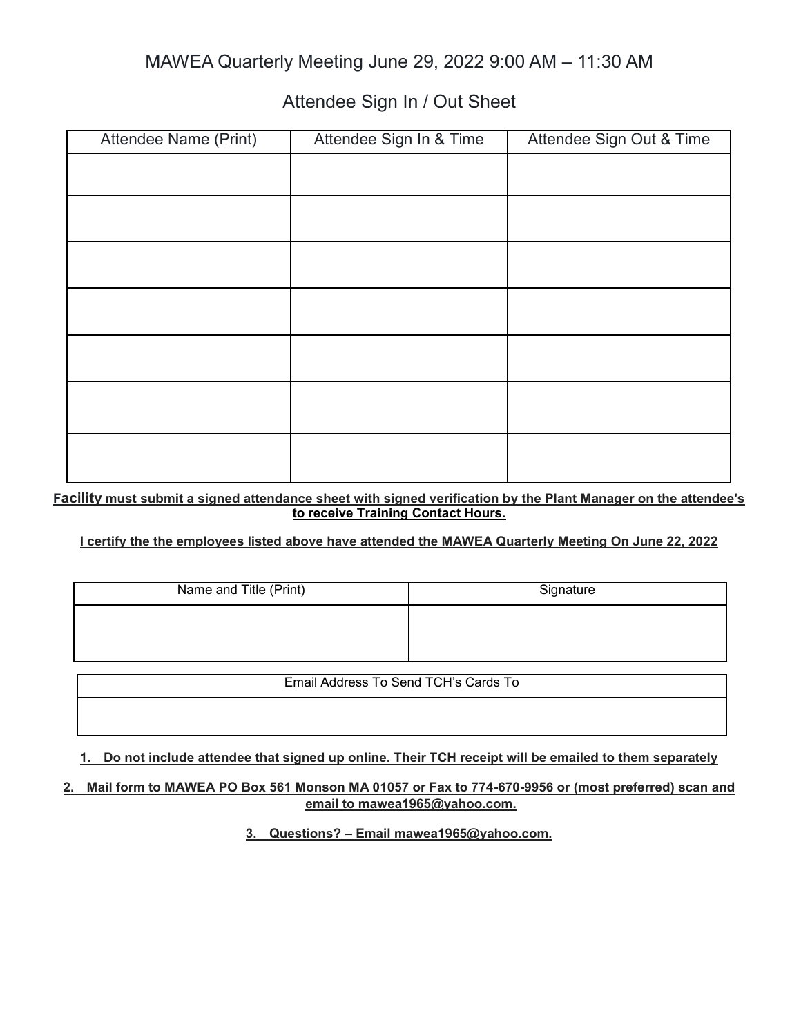# MAWEA Quarterly Meeting June 29, 2022 9:00 AM – 11:30 AM

## Attendee Sign In / Out Sheet

| Attendee Name (Print) | Attendee Sign In & Time | Attendee Sign Out & Time |
|---|---|---|
| | | |
| | | |
| | | |
| | | |
| | | |
| | | |
| | | |

**Facility must submit a signed attendance sheet with signed verification by the Plant Manager on the attendee's to receive Training Contact Hours.**

**I certify the the employees listed above have attended the MAWEA Quarterly Meeting On June 22, 2022**

| Name and Title (Print) | Signature |
|---|---|
| | |

| Email Address To Send TCH's Cards To |
|---|
| |

1. **Do not include attendee that signed up online. Their TCH receipt will be emailed to them separately**
2. **Mail form to MAWEA PO Box 561 Monson MA 01057 or Fax to 774-670-9956 or (most preferred) scan and email to mawea1965@yahoo.com.**
3. **Questions? – Email mawea1965@yahoo.com.**